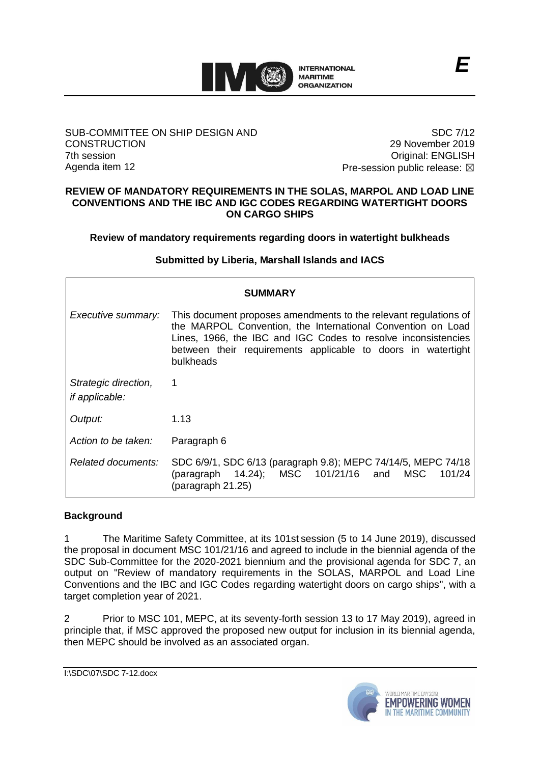**E**

SUB-COMMITTEE ON SHIP DESIGN AND CONSTRUCTION
7th session
Agenda item 12

SDC 7/12
29 November 2019
Original: ENGLISH
Pre-session public release: ☒

**REVIEW OF MANDATORY REQUIREMENTS IN THE SOLAS, MARPOL AND LOAD LINE CONVENTIONS AND THE IBC AND IGC CODES REGARDING WATERTIGHT DOORS ON CARGO SHIPS**

**Review of mandatory requirements regarding doors in watertight bulkheads**

**Submitted by Liberia, Marshall Islands and IACS**

| **SUMMARY** | |
|---|---|
| *Executive summary:* | This document proposes amendments to the relevant regulations of the MARPOL Convention, the International Convention on Load Lines, 1966, the IBC and IGC Codes to resolve inconsistencies between their requirements applicable to doors in watertight bulkheads |
| *Strategic direction, if applicable:* | 1 |
| *Output:* | 1.13 |
| *Action to be taken:* | Paragraph 6 |
| *Related documents:* | SDC 6/9/1, SDC 6/13 (paragraph 9.8); MEPC 74/14/5, MEPC 74/18 (paragraph 14.24); MSC 101/21/16 and MSC 101/24 (paragraph 21.25) |

## Background

1 The Maritime Safety Committee, at its 101st session (5 to 14 June 2019), discussed the proposal in document MSC 101/21/16 and agreed to include in the biennial agenda of the SDC Sub-Committee for the 2020-2021 biennium and the provisional agenda for SDC 7, an output on "Review of mandatory requirements in the SOLAS, MARPOL and Load Line Conventions and the IBC and IGC Codes regarding watertight doors on cargo ships", with a target completion year of 2021.

2 Prior to MSC 101, MEPC, at its seventy-forth session 13 to 17 May 2019), agreed in principle that, if MSC approved the proposed new output for inclusion in its biennial agenda, then MEPC should be involved as an associated organ.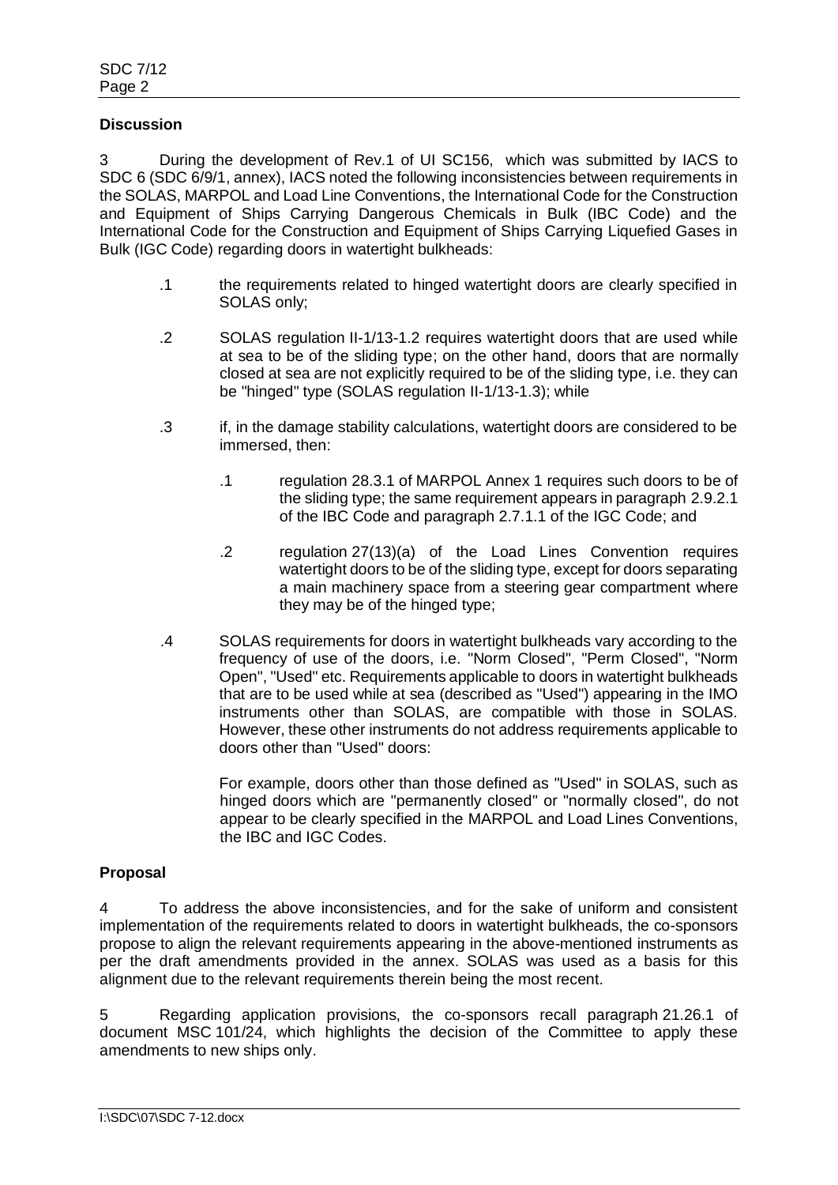**Discussion**

3 During the development of Rev.1 of UI SC156, which was submitted by IACS to SDC 6 (SDC 6/9/1, annex), IACS noted the following inconsistencies between requirements in the SOLAS, MARPOL and Load Line Conventions, the International Code for the Construction and Equipment of Ships Carrying Dangerous Chemicals in Bulk (IBC Code) and the International Code for the Construction and Equipment of Ships Carrying Liquefied Gases in Bulk (IGC Code) regarding doors in watertight bulkheads:

.1 the requirements related to hinged watertight doors are clearly specified in SOLAS only;

.2 SOLAS regulation II-1/13-1.2 requires watertight doors that are used while at sea to be of the sliding type; on the other hand, doors that are normally closed at sea are not explicitly required to be of the sliding type, i.e. they can be "hinged" type (SOLAS regulation II-1/13-1.3); while

.3 if, in the damage stability calculations, watertight doors are considered to be immersed, then:

> .1 regulation 28.3.1 of MARPOL Annex 1 requires such doors to be of the sliding type; the same requirement appears in paragraph 2.9.2.1 of the IBC Code and paragraph 2.7.1.1 of the IGC Code; and
>
> .2 regulation 27(13)(a) of the Load Lines Convention requires watertight doors to be of the sliding type, except for doors separating a main machinery space from a steering gear compartment where they may be of the hinged type;

.4 SOLAS requirements for doors in watertight bulkheads vary according to the frequency of use of the doors, i.e. "Norm Closed", "Perm Closed", "Norm Open", "Used" etc. Requirements applicable to doors in watertight bulkheads that are to be used while at sea (described as "Used") appearing in the IMO instruments other than SOLAS, are compatible with those in SOLAS. However, these other instruments do not address requirements applicable to doors other than "Used" doors:

> For example, doors other than those defined as "Used" in SOLAS, such as hinged doors which are "permanently closed" or "normally closed", do not appear to be clearly specified in the MARPOL and Load Lines Conventions, the IBC and IGC Codes.

**Proposal**

4 To address the above inconsistencies, and for the sake of uniform and consistent implementation of the requirements related to doors in watertight bulkheads, the co-sponsors propose to align the relevant requirements appearing in the above-mentioned instruments as per the draft amendments provided in the annex. SOLAS was used as a basis for this alignment due to the relevant requirements therein being the most recent.

5 Regarding application provisions, the co-sponsors recall paragraph 21.26.1 of document MSC 101/24, which highlights the decision of the Committee to apply these amendments to new ships only.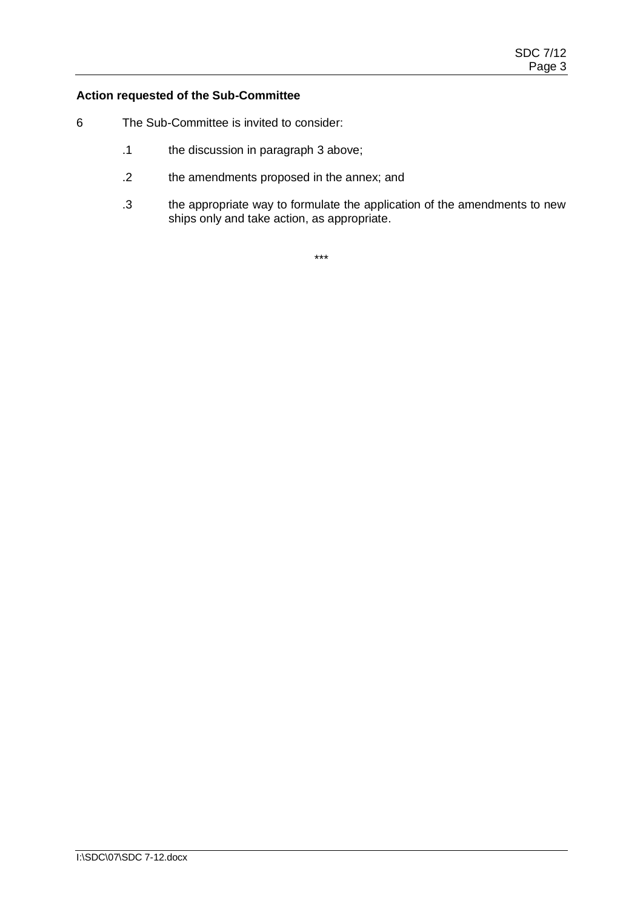**Action requested of the Sub-Committee**

6 The Sub-Committee is invited to consider:

.1 the discussion in paragraph 3 above;

.2 the amendments proposed in the annex; and

.3 the appropriate way to formulate the application of the amendments to new ships only and take action, as appropriate.

***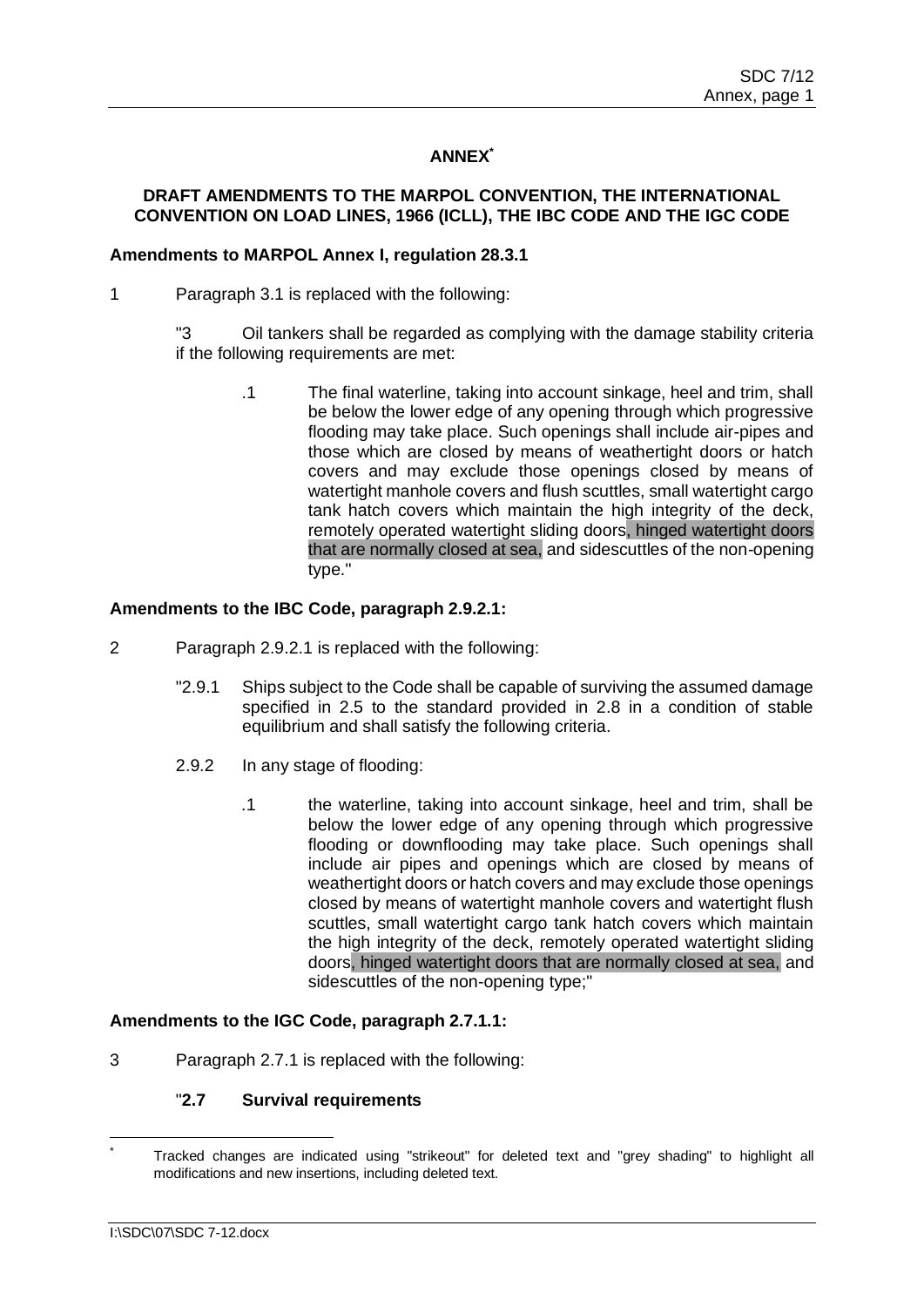## ANNEX[*]

### DRAFT AMENDMENTS TO THE MARPOL CONVENTION, THE INTERNATIONAL CONVENTION ON LOAD LINES, 1966 (ICLL), THE IBC CODE AND THE IGC CODE

**Amendments to MARPOL Annex I, regulation 28.3.1**

1 Paragraph 3.1 is replaced with the following:

> "3 Oil tankers shall be regarded as complying with the damage stability criteria if the following requirements are met:
>
> .1 The final waterline, taking into account sinkage, heel and trim, shall be below the lower edge of any opening through which progressive flooding may take place. Such openings shall include air-pipes and those which are closed by means of weathertight doors or hatch covers and may exclude those openings closed by means of watertight manhole covers and flush scuttles, small watertight cargo tank hatch covers which maintain the high integrity of the deck, remotely operated watertight sliding doors, hinged watertight doors that are normally closed at sea, and sidescuttles of the non-opening type."

**Amendments to the IBC Code, paragraph 2.9.2.1:**

2 Paragraph 2.9.2.1 is replaced with the following:

> "2.9.1 Ships subject to the Code shall be capable of surviving the assumed damage specified in 2.5 to the standard provided in 2.8 in a condition of stable equilibrium and shall satisfy the following criteria.
>
> 2.9.2 In any stage of flooding:
>
> .1 the waterline, taking into account sinkage, heel and trim, shall be below the lower edge of any opening through which progressive flooding or downflooding may take place. Such openings shall include air pipes and openings which are closed by means of weathertight doors or hatch covers and may exclude those openings closed by means of watertight manhole covers and watertight flush scuttles, small watertight cargo tank hatch covers which maintain the high integrity of the deck, remotely operated watertight sliding doors, hinged watertight doors that are normally closed at sea, and sidescuttles of the non-opening type;"

**Amendments to the IGC Code, paragraph 2.7.1.1:**

3 Paragraph 2.7.1 is replaced with the following:

> "**2.7 Survival requirements**

---

[*] Tracked changes are indicated using "strikeout" for deleted text and "grey shading" to highlight all modifications and new insertions, including deleted text.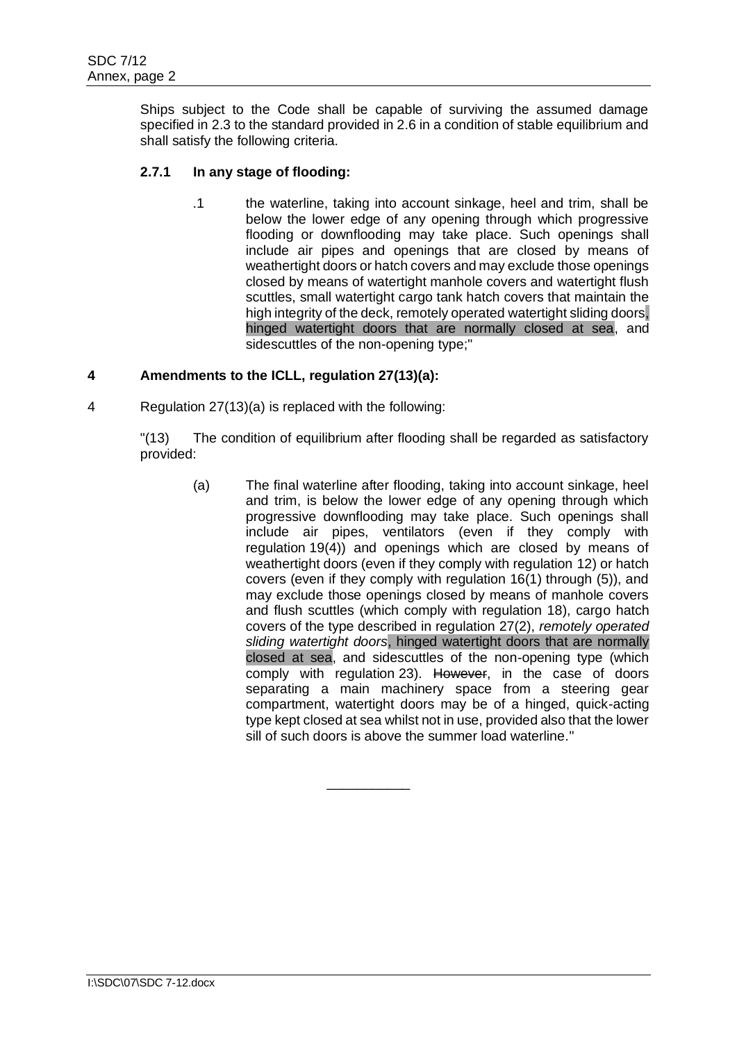Ships subject to the Code shall be capable of surviving the assumed damage specified in 2.3 to the standard provided in 2.6 in a condition of stable equilibrium and shall satisfy the following criteria.

**2.7.1 In any stage of flooding:**

.1 the waterline, taking into account sinkage, heel and trim, shall be below the lower edge of any opening through which progressive flooding or downflooding may take place. Such openings shall include air pipes and openings that are closed by means of weathertight doors or hatch covers and may exclude those openings closed by means of watertight manhole covers and watertight flush scuttles, small watertight cargo tank hatch covers that maintain the high integrity of the deck, remotely operated watertight sliding doors, hinged watertight doors that are normally closed at sea, and sidescuttles of the non-opening type;"

## 4 Amendments to the ICLL, regulation 27(13)(a):

4 Regulation 27(13)(a) is replaced with the following:

"(13) The condition of equilibrium after flooding shall be regarded as satisfactory provided:

(a) The final waterline after flooding, taking into account sinkage, heel and trim, is below the lower edge of any opening through which progressive downflooding may take place. Such openings shall include air pipes, ventilators (even if they comply with regulation 19(4)) and openings which are closed by means of weathertight doors (even if they comply with regulation 12) or hatch covers (even if they comply with regulation 16(1) through (5)), and may exclude those openings closed by means of manhole covers and flush scuttles (which comply with regulation 18), cargo hatch covers of the type described in regulation 27(2), *remotely operated sliding watertight doors*, hinged watertight doors that are normally closed at sea, and sidescuttles of the non-opening type (which comply with regulation 23). ~~However~~, in the case of doors separating a main machinery space from a steering gear compartment, watertight doors may be of a hinged, quick-acting type kept closed at sea whilst not in use, provided also that the lower sill of such doors is above the summer load waterline."

___________